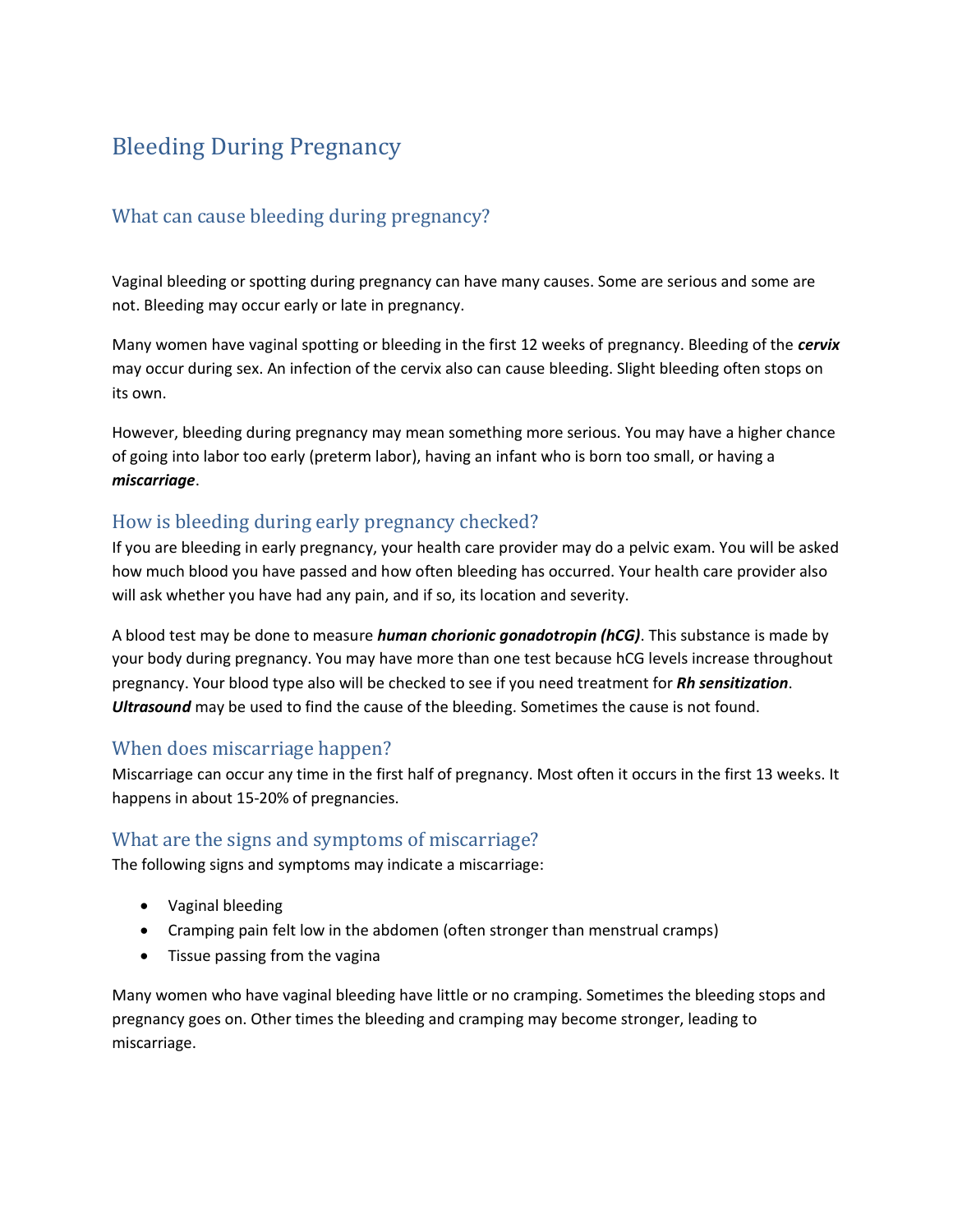# Bleeding During Pregnancy

## What can cause bleeding during pregnancy?

Vaginal bleeding or spotting during pregnancy can have many causes. Some are serious and some are not. Bleeding may occur early or late in pregnancy.

Many women have vaginal spotting or bleeding in the first 12 weeks of pregnancy. Bleeding of the ***cervix*** may occur during sex. An infection of the cervix also can cause bleeding. Slight bleeding often stops on its own.

However, bleeding during pregnancy may mean something more serious. You may have a higher chance of going into labor too early (preterm labor), having an infant who is born too small, or having a ***miscarriage***.

## How is bleeding during early pregnancy checked?

If you are bleeding in early pregnancy, your health care provider may do a pelvic exam. You will be asked how much blood you have passed and how often bleeding has occurred. Your health care provider also will ask whether you have had any pain, and if so, its location and severity.

A blood test may be done to measure ***human chorionic gonadotropin (hCG)***. This substance is made by your body during pregnancy. You may have more than one test because hCG levels increase throughout pregnancy. Your blood type also will be checked to see if you need treatment for ***Rh sensitization***. ***Ultrasound*** may be used to find the cause of the bleeding. Sometimes the cause is not found.

## When does miscarriage happen?

Miscarriage can occur any time in the first half of pregnancy. Most often it occurs in the first 13 weeks. It happens in about 15-20% of pregnancies.

## What are the signs and symptoms of miscarriage?

The following signs and symptoms may indicate a miscarriage:

- Vaginal bleeding
- Cramping pain felt low in the abdomen (often stronger than menstrual cramps)
- Tissue passing from the vagina

Many women who have vaginal bleeding have little or no cramping. Sometimes the bleeding stops and pregnancy goes on. Other times the bleeding and cramping may become stronger, leading to miscarriage.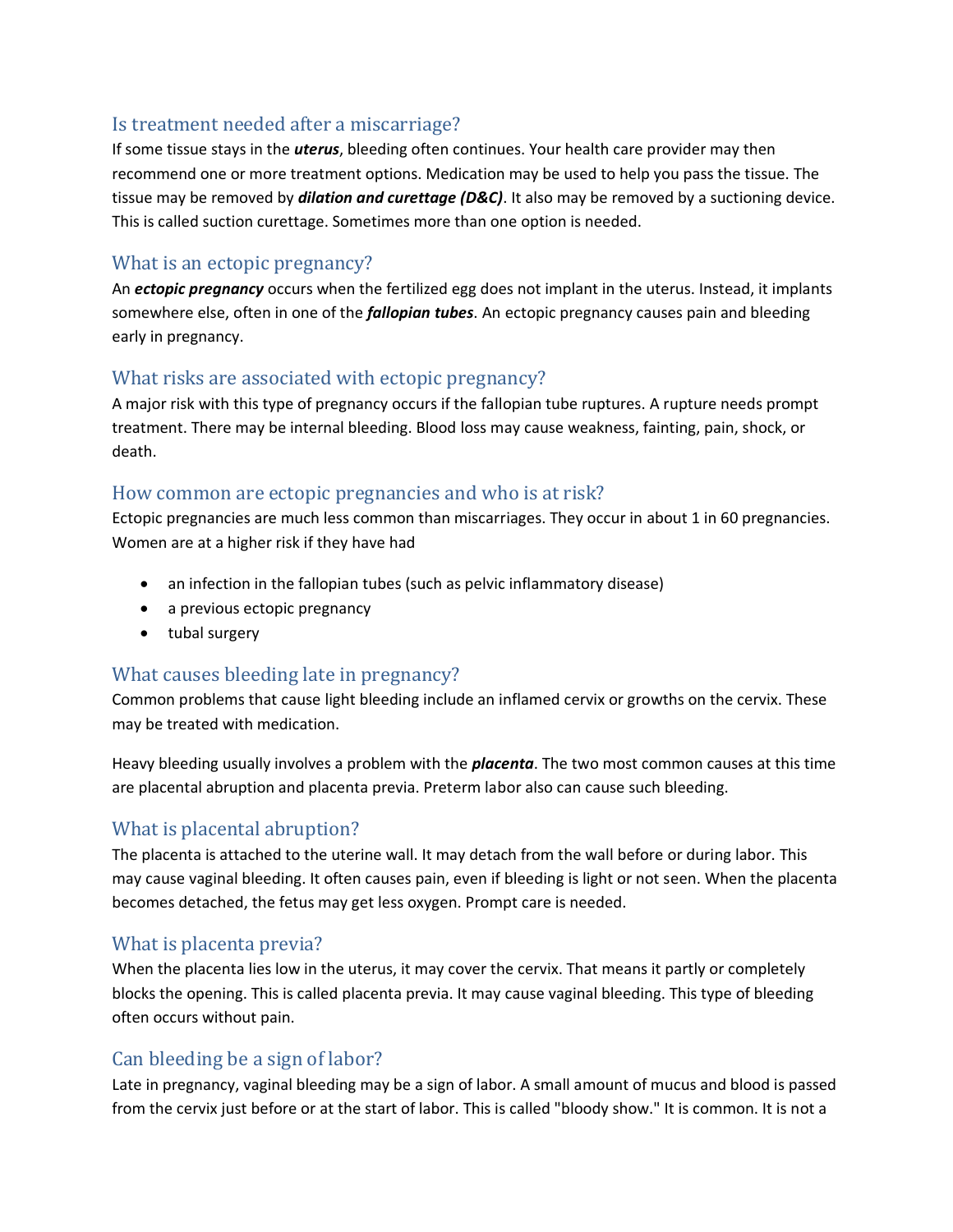## Is treatment needed after a miscarriage?

If some tissue stays in the ***uterus***, bleeding often continues. Your health care provider may then recommend one or more treatment options. Medication may be used to help you pass the tissue. The tissue may be removed by ***dilation and curettage (D&C)***. It also may be removed by a suctioning device. This is called suction curettage. Sometimes more than one option is needed.

## What is an ectopic pregnancy?

An ***ectopic pregnancy*** occurs when the fertilized egg does not implant in the uterus. Instead, it implants somewhere else, often in one of the ***fallopian tubes***. An ectopic pregnancy causes pain and bleeding early in pregnancy.

## What risks are associated with ectopic pregnancy?

A major risk with this type of pregnancy occurs if the fallopian tube ruptures. A rupture needs prompt treatment. There may be internal bleeding. Blood loss may cause weakness, fainting, pain, shock, or death.

## How common are ectopic pregnancies and who is at risk?

Ectopic pregnancies are much less common than miscarriages. They occur in about 1 in 60 pregnancies. Women are at a higher risk if they have had

- an infection in the fallopian tubes (such as pelvic inflammatory disease)
- a previous ectopic pregnancy
- tubal surgery

## What causes bleeding late in pregnancy?

Common problems that cause light bleeding include an inflamed cervix or growths on the cervix. These may be treated with medication.

Heavy bleeding usually involves a problem with the ***placenta***. The two most common causes at this time are placental abruption and placenta previa. Preterm labor also can cause such bleeding.

## What is placental abruption?

The placenta is attached to the uterine wall. It may detach from the wall before or during labor. This may cause vaginal bleeding. It often causes pain, even if bleeding is light or not seen. When the placenta becomes detached, the fetus may get less oxygen. Prompt care is needed.

## What is placenta previa?

When the placenta lies low in the uterus, it may cover the cervix. That means it partly or completely blocks the opening. This is called placenta previa. It may cause vaginal bleeding. This type of bleeding often occurs without pain.

## Can bleeding be a sign of labor?

Late in pregnancy, vaginal bleeding may be a sign of labor. A small amount of mucus and blood is passed from the cervix just before or at the start of labor. This is called "bloody show." It is common. It is not a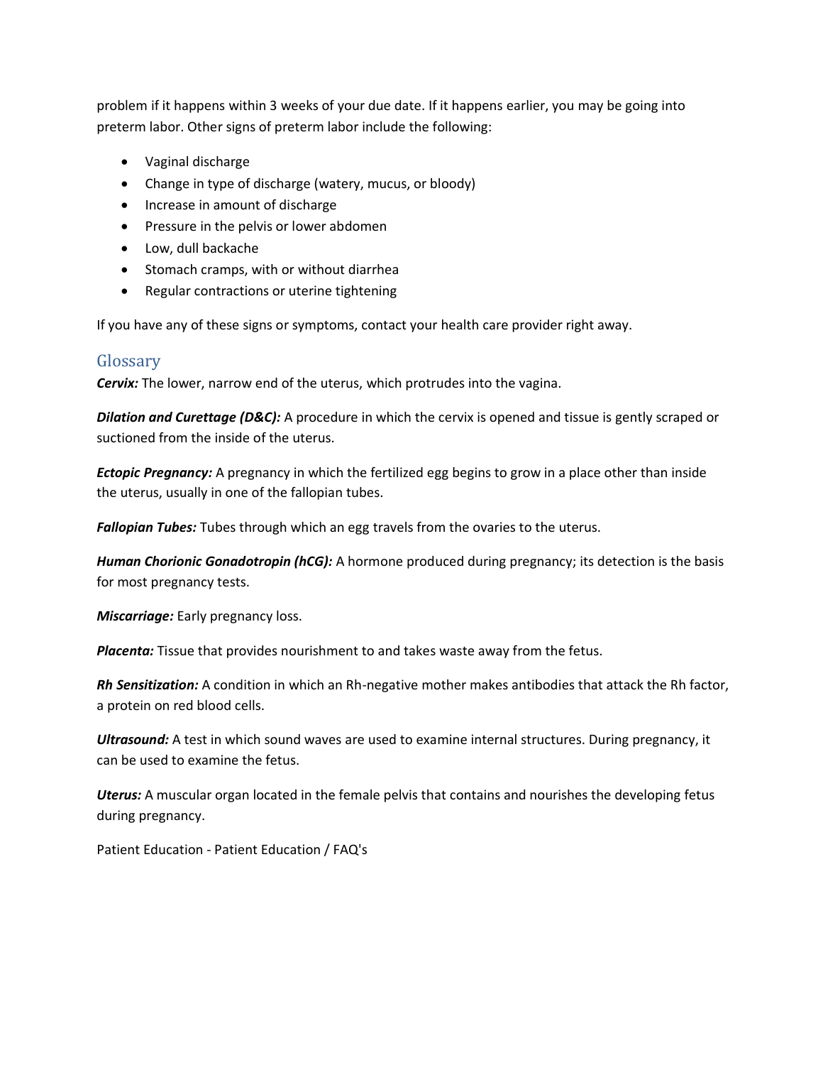problem if it happens within 3 weeks of your due date. If it happens earlier, you may be going into preterm labor. Other signs of preterm labor include the following:

- Vaginal discharge
- Change in type of discharge (watery, mucus, or bloody)
- Increase in amount of discharge
- Pressure in the pelvis or lower abdomen
- Low, dull backache
- Stomach cramps, with or without diarrhea
- Regular contractions or uterine tightening

If you have any of these signs or symptoms, contact your health care provider right away.

## Glossary

***Cervix:*** The lower, narrow end of the uterus, which protrudes into the vagina.

***Dilation and Curettage (D&C):*** A procedure in which the cervix is opened and tissue is gently scraped or suctioned from the inside of the uterus.

***Ectopic Pregnancy:*** A pregnancy in which the fertilized egg begins to grow in a place other than inside the uterus, usually in one of the fallopian tubes.

***Fallopian Tubes:*** Tubes through which an egg travels from the ovaries to the uterus.

***Human Chorionic Gonadotropin (hCG):*** A hormone produced during pregnancy; its detection is the basis for most pregnancy tests.

***Miscarriage:*** Early pregnancy loss.

***Placenta:*** Tissue that provides nourishment to and takes waste away from the fetus.

***Rh Sensitization:*** A condition in which an Rh-negative mother makes antibodies that attack the Rh factor, a protein on red blood cells.

***Ultrasound:*** A test in which sound waves are used to examine internal structures. During pregnancy, it can be used to examine the fetus.

***Uterus:*** A muscular organ located in the female pelvis that contains and nourishes the developing fetus during pregnancy.

Patient Education - Patient Education / FAQ's